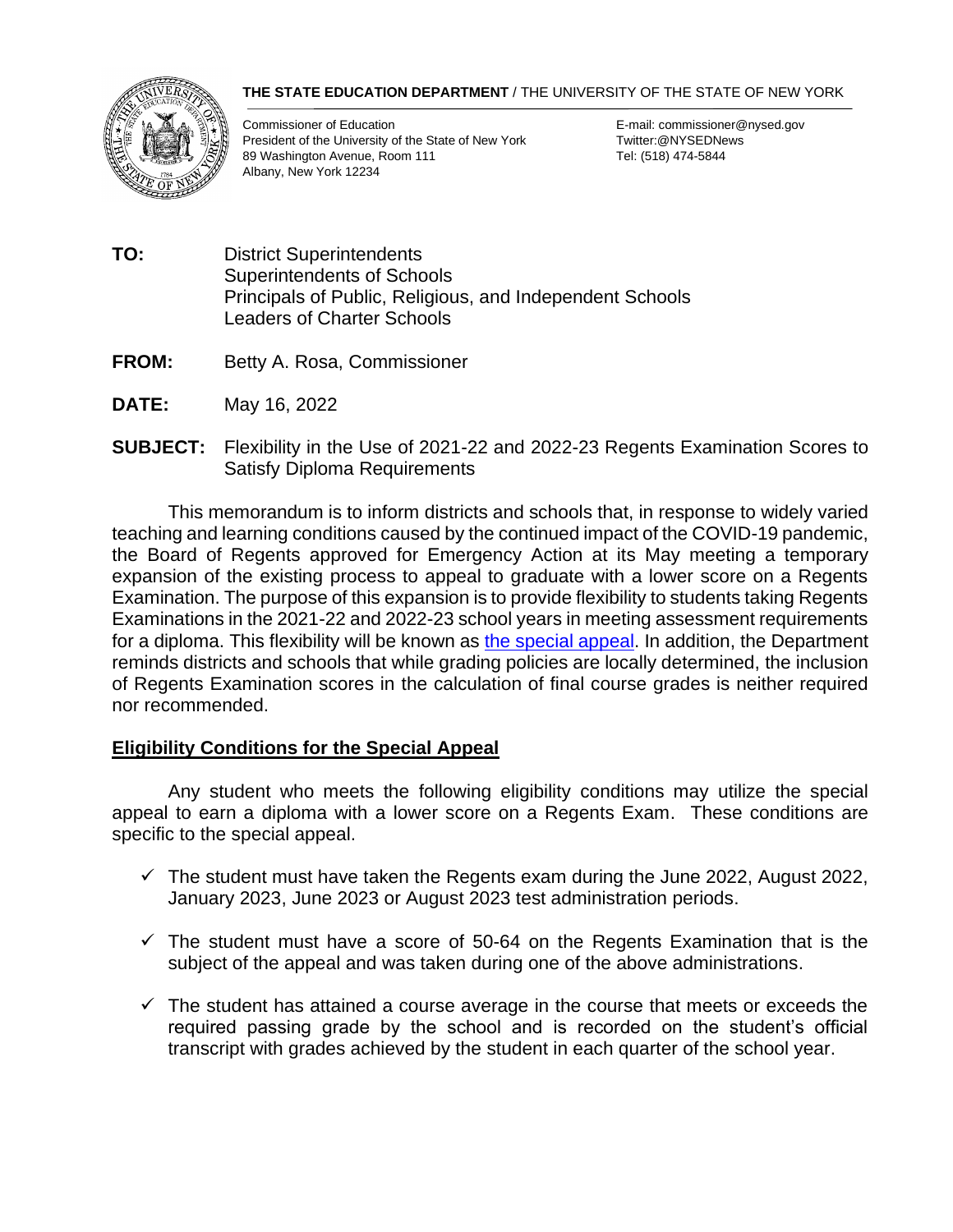**THE STATE EDUCATION DEPARTMENT** / THE UNIVERSITY OF THE STATE OF NEW YORK

Commissioner of Education
President of the University of the State of New York
89 Washington Avenue, Room 111
Albany, New York 12234

E-mail: commissioner@nysed.gov
Twitter:@NYSEDNews
Tel: (518) 474-5844

**TO:** District Superintendents
Superintendents of Schools
Principals of Public, Religious, and Independent Schools
Leaders of Charter Schools

**FROM:** Betty A. Rosa, Commissioner

**DATE:** May 16, 2022

**SUBJECT:** Flexibility in the Use of 2021-22 and 2022-23 Regents Examination Scores to Satisfy Diploma Requirements

This memorandum is to inform districts and schools that, in response to widely varied teaching and learning conditions caused by the continued impact of the COVID-19 pandemic, the Board of Regents approved for Emergency Action at its May meeting a temporary expansion of the existing process to appeal to graduate with a lower score on a Regents Examination. The purpose of this expansion is to provide flexibility to students taking Regents Examinations in the 2021-22 and 2022-23 school years in meeting assessment requirements for a diploma. This flexibility will be known as the special appeal. In addition, the Department reminds districts and schools that while grading policies are locally determined, the inclusion of Regents Examination scores in the calculation of final course grades is neither required nor recommended.

## Eligibility Conditions for the Special Appeal

Any student who meets the following eligibility conditions may utilize the special appeal to earn a diploma with a lower score on a Regents Exam. These conditions are specific to the special appeal.

- ✓ The student must have taken the Regents exam during the June 2022, August 2022, January 2023, June 2023 or August 2023 test administration periods.
- ✓ The student must have a score of 50-64 on the Regents Examination that is the subject of the appeal and was taken during one of the above administrations.
- ✓ The student has attained a course average in the course that meets or exceeds the required passing grade by the school and is recorded on the student's official transcript with grades achieved by the student in each quarter of the school year.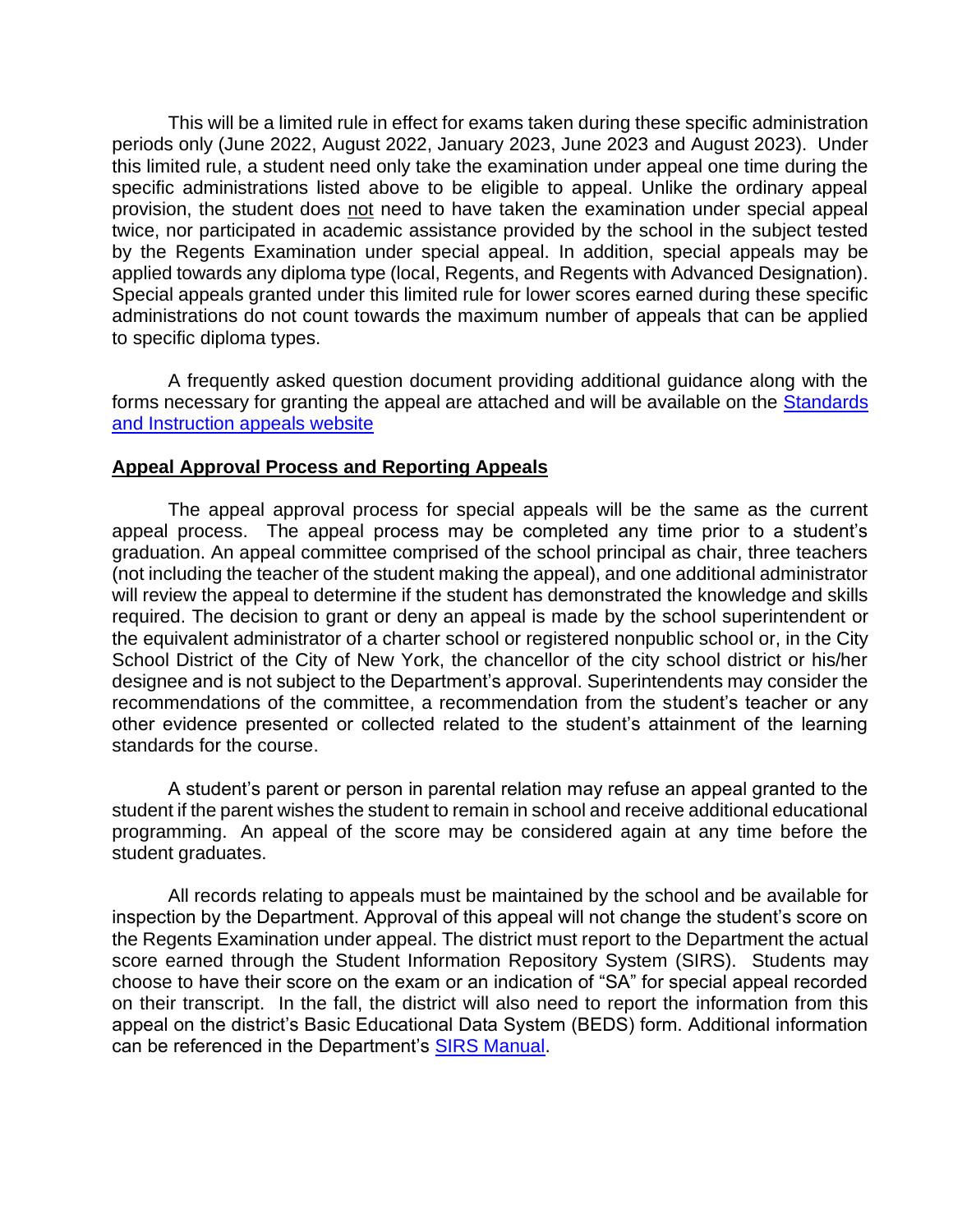This will be a limited rule in effect for exams taken during these specific administration periods only (June 2022, August 2022, January 2023, June 2023 and August 2023). Under this limited rule, a student need only take the examination under appeal one time during the specific administrations listed above to be eligible to appeal. Unlike the ordinary appeal provision, the student does not need to have taken the examination under special appeal twice, nor participated in academic assistance provided by the school in the subject tested by the Regents Examination under special appeal. In addition, special appeals may be applied towards any diploma type (local, Regents, and Regents with Advanced Designation). Special appeals granted under this limited rule for lower scores earned during these specific administrations do not count towards the maximum number of appeals that can be applied to specific diploma types.

A frequently asked question document providing additional guidance along with the forms necessary for granting the appeal are attached and will be available on the [Standards and Instruction appeals website](#)

## Appeal Approval Process and Reporting Appeals

The appeal approval process for special appeals will be the same as the current appeal process. The appeal process may be completed any time prior to a student's graduation. An appeal committee comprised of the school principal as chair, three teachers (not including the teacher of the student making the appeal), and one additional administrator will review the appeal to determine if the student has demonstrated the knowledge and skills required. The decision to grant or deny an appeal is made by the school superintendent or the equivalent administrator of a charter school or registered nonpublic school or, in the City School District of the City of New York, the chancellor of the city school district or his/her designee and is not subject to the Department's approval. Superintendents may consider the recommendations of the committee, a recommendation from the student's teacher or any other evidence presented or collected related to the student's attainment of the learning standards for the course.

A student's parent or person in parental relation may refuse an appeal granted to the student if the parent wishes the student to remain in school and receive additional educational programming. An appeal of the score may be considered again at any time before the student graduates.

All records relating to appeals must be maintained by the school and be available for inspection by the Department. Approval of this appeal will not change the student's score on the Regents Examination under appeal. The district must report to the Department the actual score earned through the Student Information Repository System (SIRS). Students may choose to have their score on the exam or an indication of "SA" for special appeal recorded on their transcript. In the fall, the district will also need to report the information from this appeal on the district's Basic Educational Data System (BEDS) form. Additional information can be referenced in the Department's [SIRS Manual](#).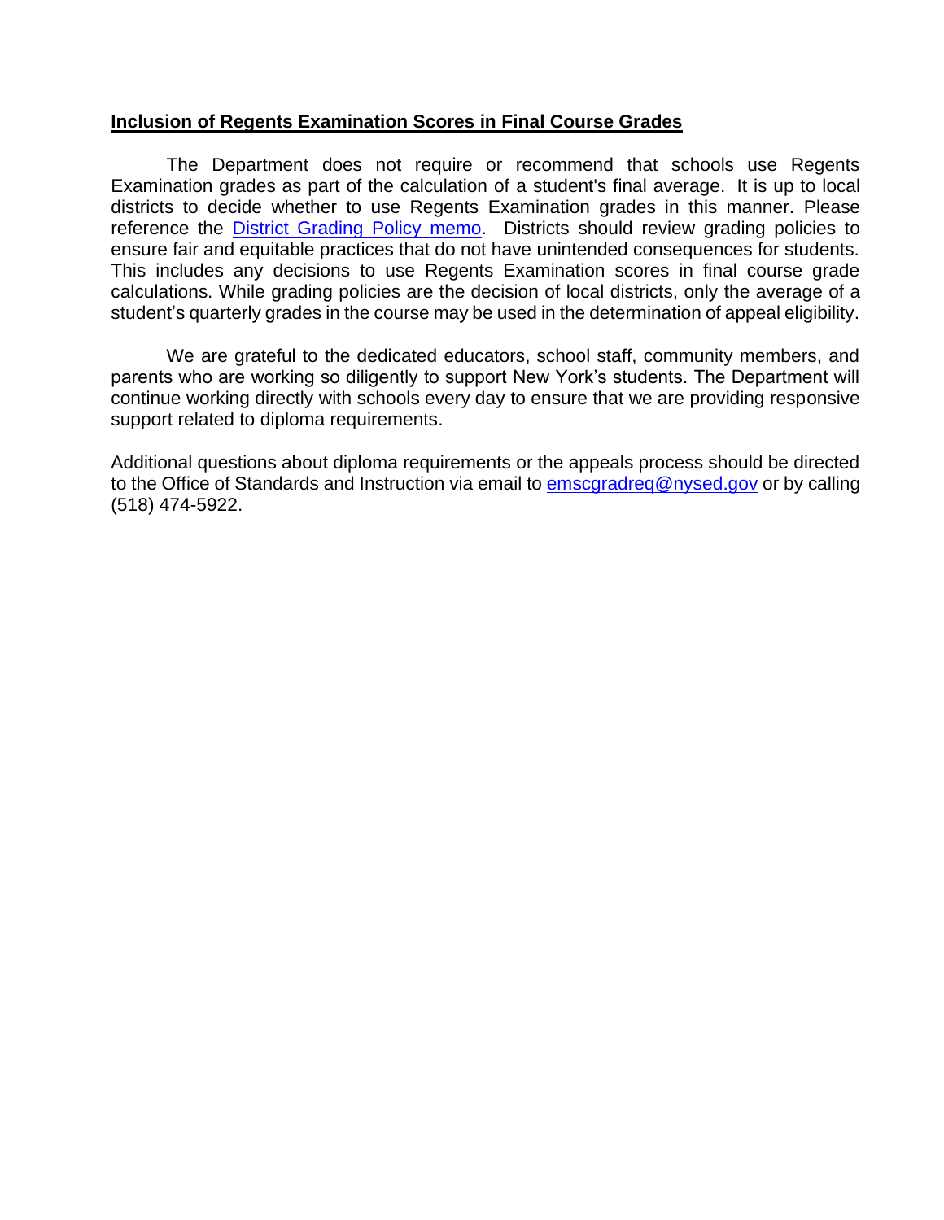## Inclusion of Regents Examination Scores in Final Course Grades

The Department does not require or recommend that schools use Regents Examination grades as part of the calculation of a student's final average. It is up to local districts to decide whether to use Regents Examination grades in this manner. Please reference the District Grading Policy memo. Districts should review grading policies to ensure fair and equitable practices that do not have unintended consequences for students. This includes any decisions to use Regents Examination scores in final course grade calculations. While grading policies are the decision of local districts, only the average of a student's quarterly grades in the course may be used in the determination of appeal eligibility.

We are grateful to the dedicated educators, school staff, community members, and parents who are working so diligently to support New York's students. The Department will continue working directly with schools every day to ensure that we are providing responsive support related to diploma requirements.

Additional questions about diploma requirements or the appeals process should be directed to the Office of Standards and Instruction via email to emscgradreq@nysed.gov or by calling (518) 474-5922.